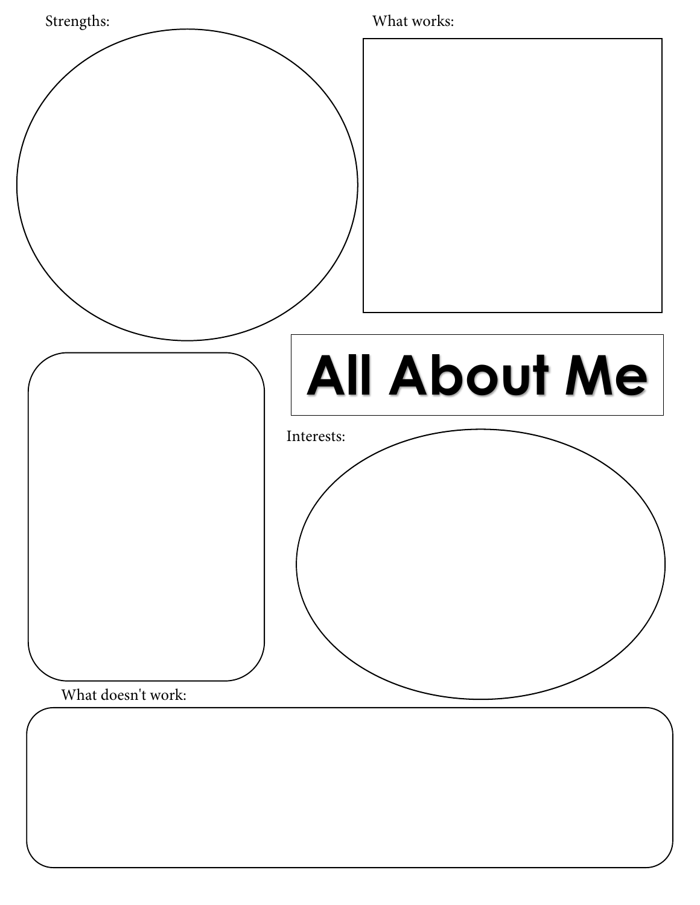Strengths:

What works:

# All About Me

Interests:

What doesn't work: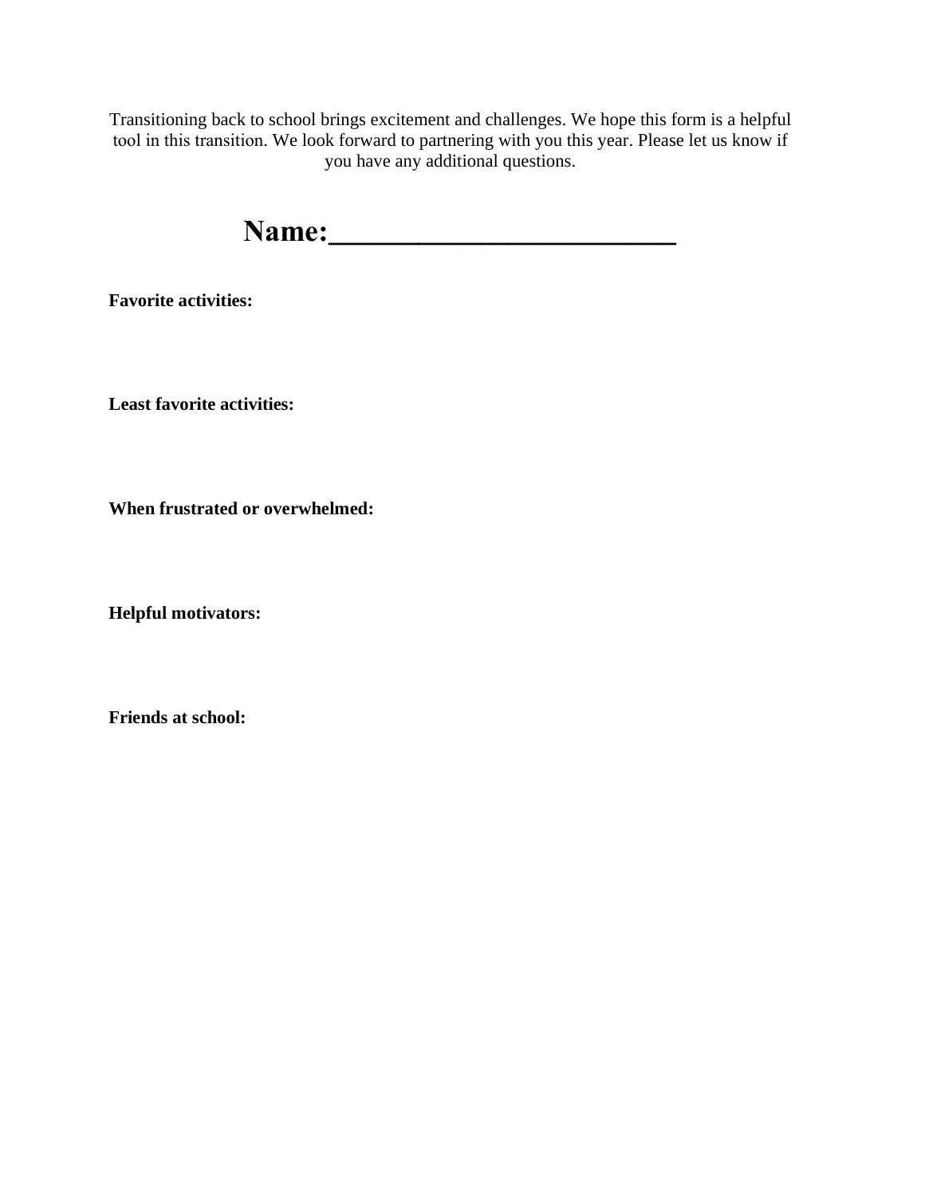Transitioning back to school brings excitement and challenges. We hope this form is a helpful tool in this transition. We look forward to partnering with you this year. Please let us know if you have any additional questions.

# Name:_________________________

**Favorite activities:**

**Least favorite activities:**

**When frustrated or overwhelmed:**

**Helpful motivators:**

**Friends at school:**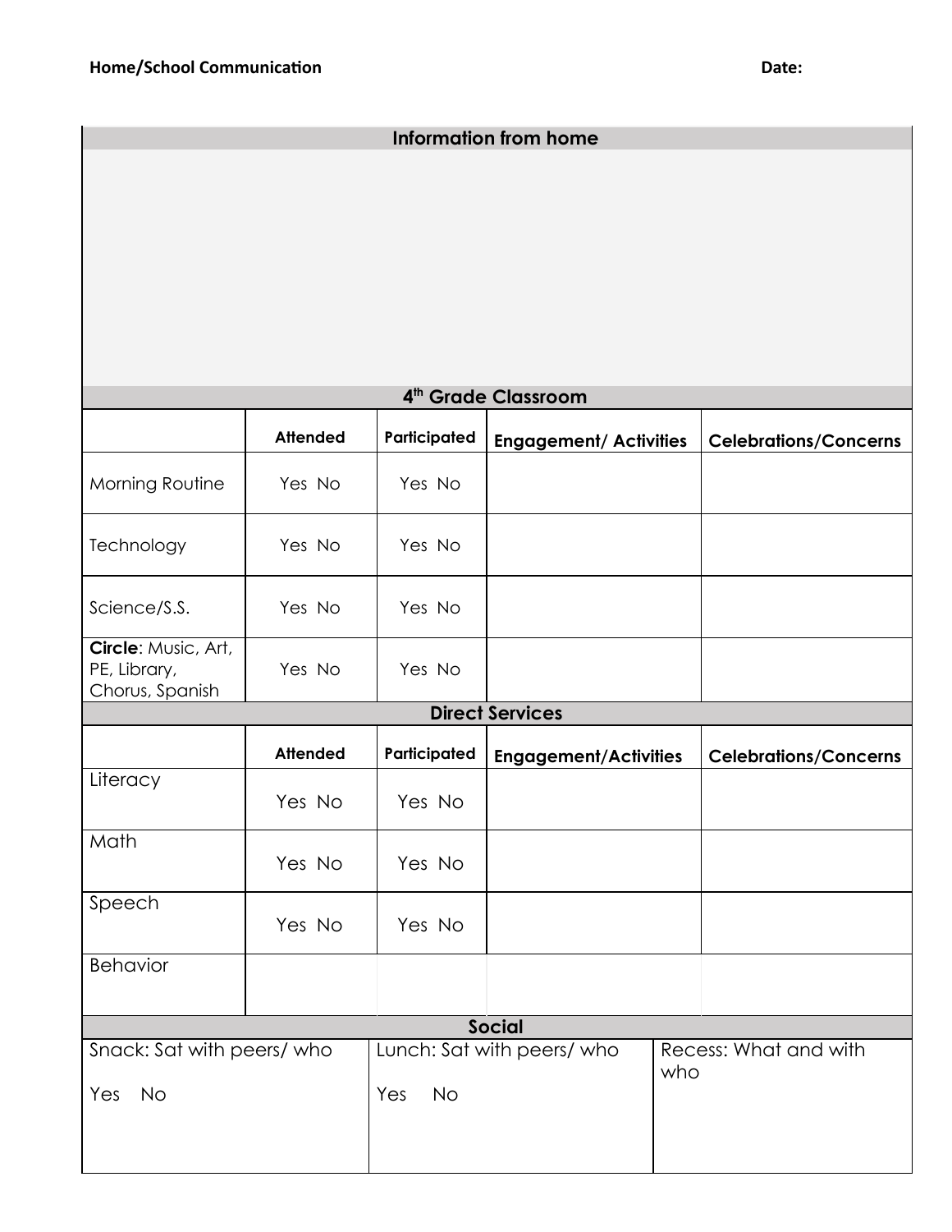**Home/School Communication** **Date:**

| Information from home | | | | |
|---|---|---|---|---|
| | | | | |
| **4th Grade Classroom** | | | | |
| | **Attended** | **Participated** | **Engagement/ Activities** | **Celebrations/Concerns** |
| Morning Routine | Yes No | Yes No | | |
| Technology | Yes No | Yes No | | |
| Science/S.S. | Yes No | Yes No | | |
| **Circle**: Music, Art, PE, Library, Chorus, Spanish | Yes No | Yes No | | |
| **Direct Services** | | | | |
| | **Attended** | **Participated** | **Engagement/Activities** | **Celebrations/Concerns** |
| Literacy | Yes No | Yes No | | |
| Math | Yes No | Yes No | | |
| Speech | Yes No | Yes No | | |
| Behavior | | | | |

| Social | | |
|---|---|---|
| Snack: Sat with peers/ who<br><br>Yes No | Lunch: Sat with peers/ who<br><br>Yes No | Recess: What and with who |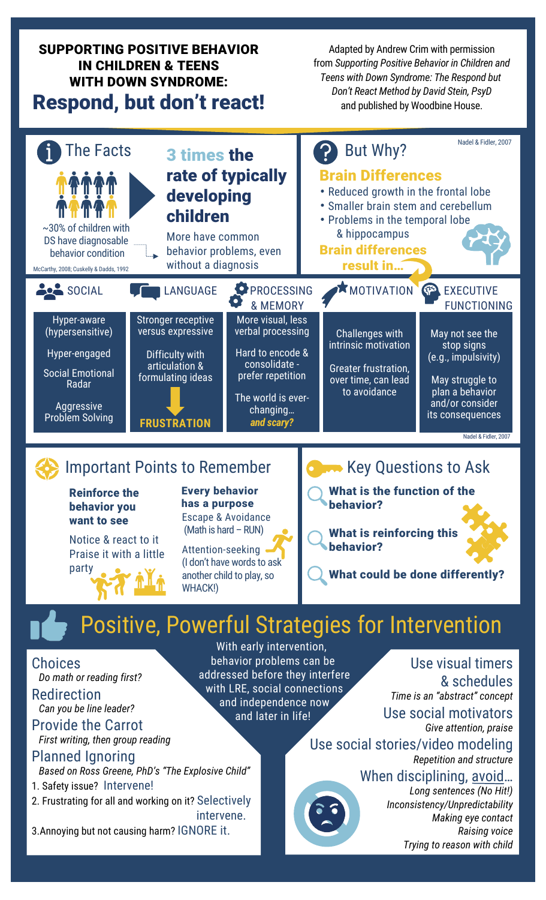# SUPPORTING POSITIVE BEHAVIOR IN CHILDREN & TEENS WITH DOWN SYNDROME: Respond, but don't react!

Adapted by Andrew Crim with permission from *Supporting Positive Behavior in Children and Teens with Down Syndrome: The Respond but Don't React Method by David Stein, PsyD* and published by Woodbine House.

## The Facts

~30% of children with DS have diagnosable behavior condition

McCarthy, 2008; Cuskelly & Dadds, 1992

**3 times the rate of typically developing children**

More have common behavior problems, even without a diagnosis

## But Why?

Nadel & Fidler, 2007

**Brain Differences**

- Reduced growth in the frontal lobe
- Smaller brain stem and cerebellum
- Problems in the temporal lobe & hippocampus

**Brain differences result in...**

| SOCIAL | LANGUAGE | PROCESSING & MEMORY | MOTIVATION | EXECUTIVE FUNCTIONING |
|---|---|---|---|---|
| Hyper-aware (hypersensitive)<br><br>Hyper-engaged<br><br>Social Emotional Radar<br><br>Aggressive Problem Solving | Stronger receptive versus expressive<br><br>Difficulty with articulation & formulating ideas<br><br>**FRUSTRATION** | More visual, less verbal processing<br><br>Hard to encode & consolidate - prefer repetition<br><br>The world is ever-changing… ***and scary?*** | Challenges with intrinsic motivation<br><br>Greater frustration, over time, can lead to avoidance | May not see the stop signs (e.g., impulsivity)<br><br>May struggle to plan a behavior and/or consider its consequences |

Nadel & Fidler, 2007

## Important Points to Remember

**Reinforce the behavior you want to see**

Notice & react to it
Praise it with a little party

**Every behavior has a purpose**

Escape & Avoidance
(Math is hard – RUN)

Attention-seeking
(I don't have words to ask another child to play, so WHACK!)

## Key Questions to Ask

**What is the function of the behavior?**

**What is reinforcing this behavior?**

**What could be done differently?**

# Positive, Powerful Strategies for Intervention

With early intervention, behavior problems can be addressed before they interfere with LRE, social connections and independence now and later in life!

**Choices**
*Do math or reading first?*

**Redirection**
*Can you be line leader?*

**Provide the Carrot**
*First writing, then group reading*

**Planned Ignoring**
*Based on Ross Greene, PhD's "The Explosive Child"*

1. Safety issue? Intervene!
2. Frustrating for all and working on it? Selectively intervene.
3. Annoying but not causing harm? IGNORE it.

**Use visual timers & schedules**
*Time is an "abstract" concept*

**Use social motivators**
*Give attention, praise*

**Use social stories/video modeling**
*Repetition and structure*

**When disciplining, avoid…**
*Long sentences (No Hit!)*
*Inconsistency/Unpredictability*
*Making eye contact*
*Raising voice*
*Trying to reason with child*